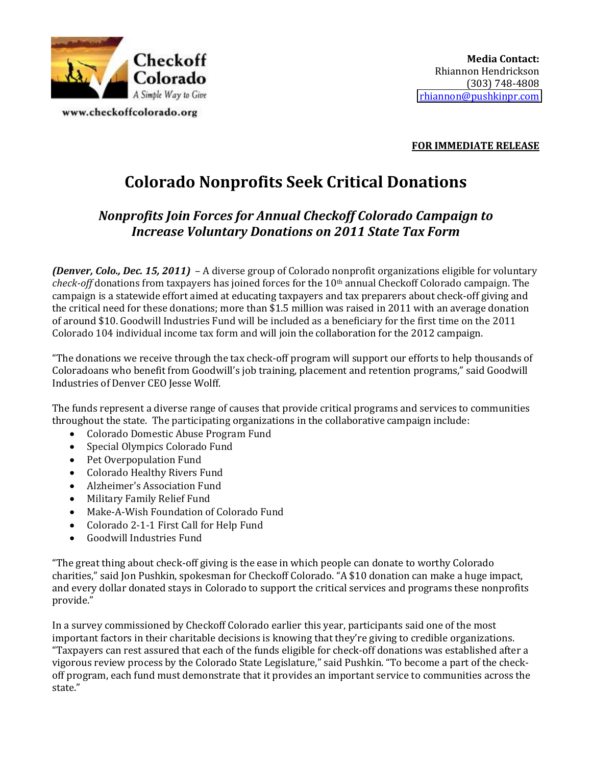Checkoff Colorado

A Simple Way to Give

www.checkoffcolorado.org

**Media Contact:**
Rhiannon Hendrickson
(303) 748-4808
rhiannon@pushkinpr.com

**FOR IMMEDIATE RELEASE**

# Colorado Nonprofits Seek Critical Donations

## *Nonprofits Join Forces for Annual Checkoff Colorado Campaign to Increase Voluntary Donations on 2011 State Tax Form*

***(Denver, Colo., Dec. 15, 2011)*** – A diverse group of Colorado nonprofit organizations eligible for voluntary *check-off* donations from taxpayers has joined forces for the 10th annual Checkoff Colorado campaign. The campaign is a statewide effort aimed at educating taxpayers and tax preparers about check-off giving and the critical need for these donations; more than $1.5 million was raised in 2011 with an average donation of around $10. Goodwill Industries Fund will be included as a beneficiary for the first time on the 2011 Colorado 104 individual income tax form and will join the collaboration for the 2012 campaign.

"The donations we receive through the tax check-off program will support our efforts to help thousands of Coloradoans who benefit from Goodwill's job training, placement and retention programs," said Goodwill Industries of Denver CEO Jesse Wolff.

The funds represent a diverse range of causes that provide critical programs and services to communities throughout the state. The participating organizations in the collaborative campaign include:

- Colorado Domestic Abuse Program Fund
- Special Olympics Colorado Fund
- Pet Overpopulation Fund
- Colorado Healthy Rivers Fund
- Alzheimer's Association Fund
- Military Family Relief Fund
- Make-A-Wish Foundation of Colorado Fund
- Colorado 2-1-1 First Call for Help Fund
- Goodwill Industries Fund

"The great thing about check-off giving is the ease in which people can donate to worthy Colorado charities," said Jon Pushkin, spokesman for Checkoff Colorado. "A $10 donation can make a huge impact, and every dollar donated stays in Colorado to support the critical services and programs these nonprofits provide."

In a survey commissioned by Checkoff Colorado earlier this year, participants said one of the most important factors in their charitable decisions is knowing that they're giving to credible organizations. "Taxpayers can rest assured that each of the funds eligible for check-off donations was established after a vigorous review process by the Colorado State Legislature," said Pushkin. "To become a part of the check-off program, each fund must demonstrate that it provides an important service to communities across the state."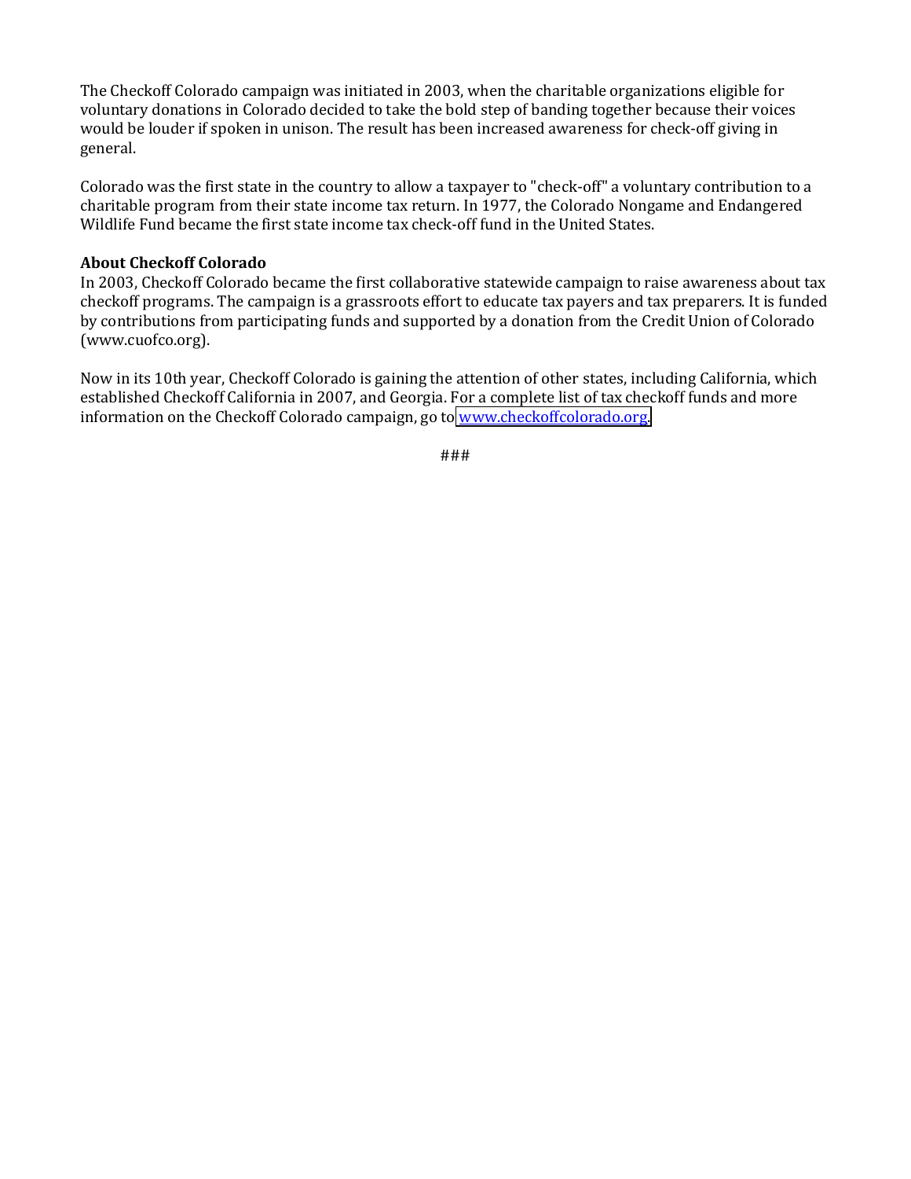The Checkoff Colorado campaign was initiated in 2003, when the charitable organizations eligible for voluntary donations in Colorado decided to take the bold step of banding together because their voices would be louder if spoken in unison. The result has been increased awareness for check-off giving in general.

Colorado was the first state in the country to allow a taxpayer to "check-off" a voluntary contribution to a charitable program from their state income tax return. In 1977, the Colorado Nongame and Endangered Wildlife Fund became the first state income tax check-off fund in the United States.

**About Checkoff Colorado**

In 2003, Checkoff Colorado became the first collaborative statewide campaign to raise awareness about tax checkoff programs. The campaign is a grassroots effort to educate tax payers and tax preparers. It is funded by contributions from participating funds and supported by a donation from the Credit Union of Colorado (www.cuofco.org).

Now in its 10th year, Checkoff Colorado is gaining the attention of other states, including California, which established Checkoff California in 2007, and Georgia. For a complete list of tax checkoff funds and more information on the Checkoff Colorado campaign, go to [www.checkoffcolorado.org](http://www.checkoffcolorado.org).

###